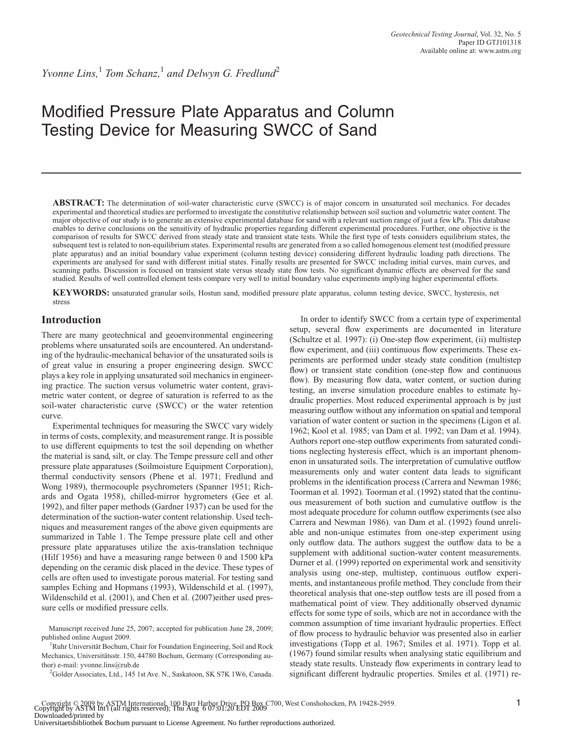*Yvonne Lins,*[1] *Tom Schanz,*[1] *and Delwyn G. Fredlund*[2]

# Modified Pressure Plate Apparatus and Column Testing Device for Measuring SWCC of Sand

**ABSTRACT:** The determination of soil-water characteristic curve (SWCC) is of major concern in unsaturated soil mechanics. For decades experimental and theoretical studies are performed to investigate the constitutive relationship between soil suction and volumetric water content. The major objective of our study is to generate an extensive experimental database for sand with a relevant suction range of just a few kPa. This database enables to derive conclusions on the sensitivity of hydraulic properties regarding different experimental procedures. Further, one objective is the comparison of results for SWCC derived from steady state and transient state tests. While the first type of tests considers equilibrium states, the subsequent test is related to non-equilibrium states. Experimental results are generated from a so called homogenous element test (modified pressure plate apparatus) and an initial boundary value experiment (column testing device) considering different hydraulic loading path directions. The experiments are analysed for sand with different initial states. Finally results are presented for SWCC including initial curves, main curves, and scanning paths. Discussion is focused on transient state versus steady state flow tests. No significant dynamic effects are observed for the sand studied. Results of well controlled element tests compare very well to initial boundary value experiments implying higher experimental efforts.

**KEYWORDS:** unsaturated granular soils, Hostun sand, modified pressure plate apparatus, column testing device, SWCC, hysteresis, net stress

## Introduction

There are many geotechnical and geoenvironmental engineering problems where unsaturated soils are encountered. An understanding of the hydraulic-mechanical behavior of the unsaturated soils is of great value in ensuring a proper engineering design. SWCC plays a key role in applying unsaturated soil mechanics in engineering practice. The suction versus volumetric water content, gravimetric water content, or degree of saturation is referred to as the soil-water characteristic curve (SWCC) or the water retention curve.

Experimental techniques for measuring the SWCC vary widely in terms of costs, complexity, and measurement range. It is possible to use different equipments to test the soil depending on whether the material is sand, silt, or clay. The Tempe pressure cell and other pressure plate apparatuses (Soilmoisture Equipment Corporation), thermal conductivity sensors (Phene et al. 1971; Fredlund and Wong 1989), thermocouple psychrometers (Spanner 1951; Richards and Ogata 1958), chilled-mirror hygrometers (Gee et al. 1992), and filter paper methods (Gardner 1937) can be used for the determination of the suction-water content relationship. Used techniques and measurement ranges of the above given equipments are summarized in Table 1. The Tempe pressure plate cell and other pressure plate apparatuses utilize the axis-translation technique (Hilf 1956) and have a measuring range between 0 and 1500 kPa depending on the ceramic disk placed in the device. These types of cells are often used to investigate porous material. For testing sand samples Eching and Hopmans (1993), Wildenschild et al. (1997), Wildenschild et al. (2001), and Chen et al. (2007)either used pressure cells or modified pressure cells.

In order to identify SWCC from a certain type of experimental setup, several flow experiments are documented in literature (Schultze et al. 1997): (i) One-step flow experiment, (ii) multistep flow experiment, and (iii) continuous flow experiments. These experiments are performed under steady state condition (multistep flow) or transient state condition (one-step flow and continuous flow). By measuring flow data, water content, or suction during testing, an inverse simulation procedure enables to estimate hydraulic properties. Most reduced experimental approach is by just measuring outflow without any information on spatial and temporal variation of water content or suction in the specimens (Ligon et al. 1962; Kool et al. 1985; van Dam et al. 1992; van Dam et al. 1994). Authors report one-step outflow experiments from saturated conditions neglecting hysteresis effect, which is an important phenomenon in unsaturated soils. The interpretation of cumulative outflow measurements only and water content data leads to significant problems in the identification process (Carrera and Newman 1986; Toorman et al. 1992). Toorman et al. (1992) stated that the continuous measurement of both suction and cumulative outflow is the most adequate procedure for column outflow experiments (see also Carrera and Newman 1986). van Dam et al. (1992) found unreliable and non-unique estimates from one-step experiment using only outflow data. The authors suggest the outflow data to be a supplement with additional suction-water content measurements. Durner et al. (1999) reported on experimental work and sensitivity analysis using one-step, multistep, continuous outflow experiments, and instantaneous profile method. They conclude from their theoretical analysis that one-step outflow tests are ill posed from a mathematical point of view. They additionally observed dynamic effects for some type of soils, which are not in accordance with the common assumption of time invariant hydraulic properties. Effect of flow process to hydraulic behavior was presented also in earlier investigations (Topp et al. 1967; Smiles et al. 1971). Topp et al. (1967) found similar results when analysing static equilibrium and steady state results. Unsteady flow experiments in contrary lead to significant different hydraulic properties. Smiles et al. (1971) re-

Manuscript received June 25, 2007; accepted for publication June 28, 2009; published online August 2009.

[1]Ruhr Universität Bochum, Chair for Foundation Engineering, Soil and Rock Mechanics, Universitätsstr. 150, 44780 Bochum, Germany (Corresponding author) e-mail: yvonne.lins@rub.de

[2]Golder Associates, Ltd., 145 1st Ave. N., Saskatoon, SK S7K 1W6, Canada.

Copyright © 2009 by ASTM International, 100 Barr Harbor Drive, PO Box C700, West Conshohocken, PA 19428-2959.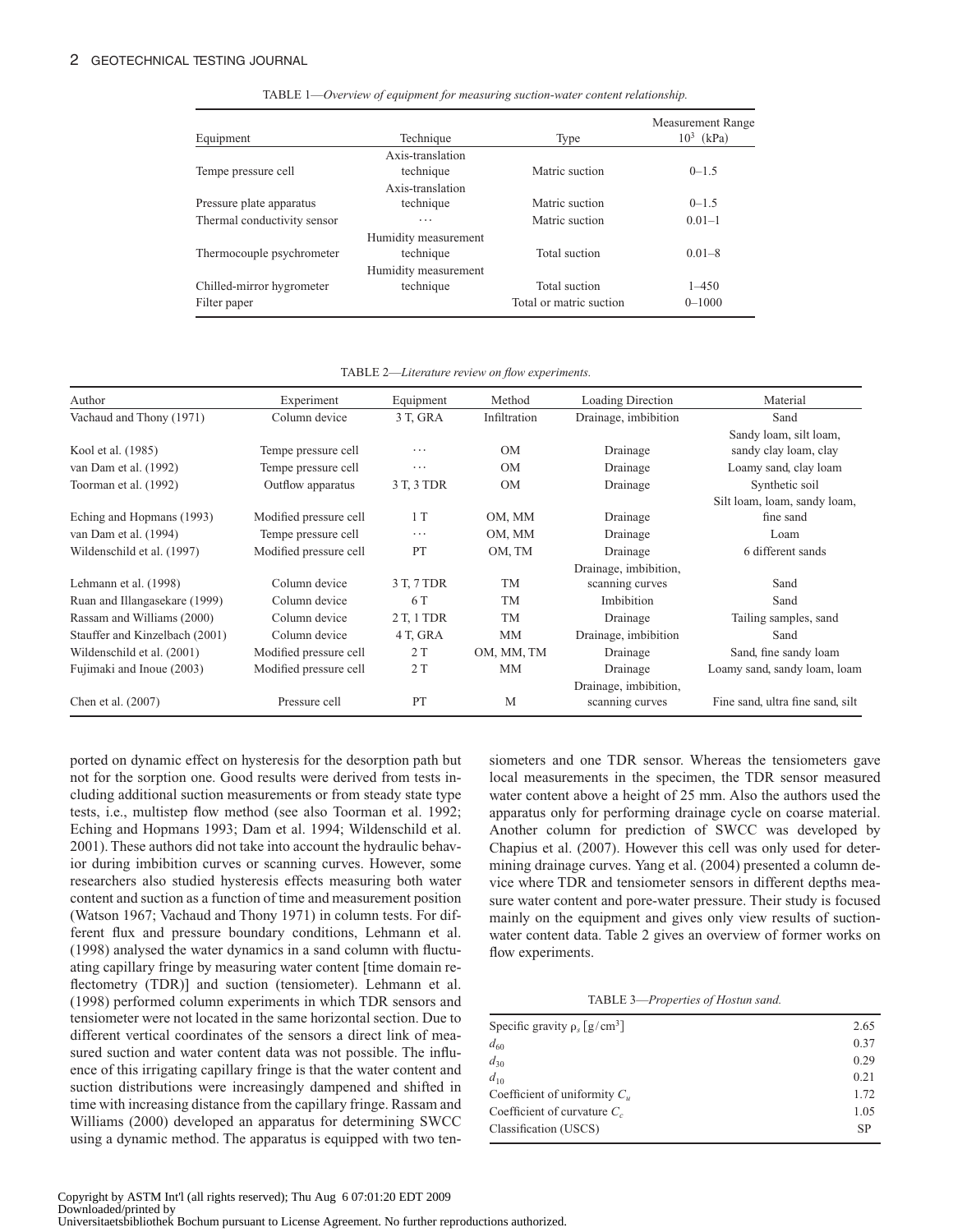TABLE 1—*Overview of equipment for measuring suction-water content relationship.*

| Equipment | Technique | Type | Measurement Range $10^3$ (kPa) |
|---|---|---|---|
| Tempe pressure cell | Axis-translation technique | Matric suction | 0–1.5 |
| Pressure plate apparatus | Axis-translation technique | Matric suction | 0–1.5 |
| Thermal conductivity sensor | ⋯ | Matric suction | 0.01–1 |
| Thermocouple psychrometer | Humidity measurement technique | Total suction | 0.01–8 |
| Chilled-mirror hygrometer | Humidity measurement technique | Total suction | 1–450 |
| Filter paper | | Total or matric suction | 0–1000 |

TABLE 2—*Literature review on flow experiments.*

| Author | Experiment | Equipment | Method | Loading Direction | Material |
|---|---|---|---|---|---|
| Vachaud and Thony (1971) | Column device | 3 T, GRA | Infiltration | Drainage, imbibition | Sand |
| Kool et al. (1985) | Tempe pressure cell | ⋯ | OM | Drainage | Sandy loam, silt loam, sandy clay loam, clay |
| van Dam et al. (1992) | Tempe pressure cell | ⋯ | OM | Drainage | Loamy sand, clay loam |
| Toorman et al. (1992) | Outflow apparatus | 3 T, 3 TDR | OM | Drainage | Synthetic soil |
| Eching and Hopmans (1993) | Modified pressure cell | 1 T | OM, MM | Drainage | Silt loam, loam, sandy loam, fine sand |
| van Dam et al. (1994) | Tempe pressure cell | ⋯ | OM, MM | Drainage | Loam |
| Wildenschild et al. (1997) | Modified pressure cell | PT | OM, TM | Drainage | 6 different sands |
| Lehmann et al. (1998) | Column device | 3 T, 7 TDR | TM | Drainage, imbibition, scanning curves | Sand |
| Ruan and Illangasekare (1999) | Column device | 6 T | TM | Imbibition | Sand |
| Rassam and Williams (2000) | Column device | 2 T, 1 TDR | TM | Drainage | Tailing samples, sand |
| Stauffer and Kinzelbach (2001) | Column device | 4 T, GRA | MM | Drainage, imbibition | Sand |
| Wildenschild et al. (2001) | Modified pressure cell | 2 T | OM, MM, TM | Drainage | Sand, fine sandy loam |
| Fujimaki and Inoue (2003) | Modified pressure cell | 2 T | MM | Drainage | Loamy sand, sandy loam, loam |
| Chen et al. (2007) | Pressure cell | PT | M | Drainage, imbibition, scanning curves | Fine sand, ultra fine sand, silt |

ported on dynamic effect on hysteresis for the desorption path but not for the sorption one. Good results were derived from tests including additional suction measurements or from steady state type tests, i.e., multistep flow method (see also Toorman et al. 1992; Eching and Hopmans 1993; Dam et al. 1994; Wildenschild et al. 2001). These authors did not take into account the hydraulic behavior during imbibition curves or scanning curves. However, some researchers also studied hysteresis effects measuring both water content and suction as a function of time and measurement position (Watson 1967; Vachaud and Thony 1971) in column tests. For different flux and pressure boundary conditions, Lehmann et al. (1998) analysed the water dynamics in a sand column with fluctuating capillary fringe by measuring water content [time domain reflectometry (TDR)] and suction (tensiometer). Lehmann et al. (1998) performed column experiments in which TDR sensors and tensiometer were not located in the same horizontal section. Due to different vertical coordinates of the sensors a direct link of measured suction and water content data was not possible. The influence of this irrigating capillary fringe is that the water content and suction distributions were increasingly dampened and shifted in time with increasing distance from the capillary fringe. Rassam and Williams (2000) developed an apparatus for determining SWCC using a dynamic method. The apparatus is equipped with two tensiometers and one TDR sensor. Whereas the tensiometers gave local measurements in the specimen, the TDR sensor measured water content above a height of 25 mm. Also the authors used the apparatus only for performing drainage cycle on coarse material. Another column for prediction of SWCC was developed by Chapius et al. (2007). However this cell was only used for determining drainage curves. Yang et al. (2004) presented a column device where TDR and tensiometer sensors in different depths measure water content and pore-water pressure. Their study is focused mainly on the equipment and gives only view results of suction-water content data. Table 2 gives an overview of former works on flow experiments.

TABLE 3—*Properties of Hostun sand.*

| | |
|---|---|
| Specific gravity $\rho_s$ [g/cm$^3$] | 2.65 |
| $d_{60}$ | 0.37 |
| $d_{30}$ | 0.29 |
| $d_{10}$ | 0.21 |
| Coefficient of uniformity $C_u$ | 1.72 |
| Coefficient of curvature $C_c$ | 1.05 |
| Classification (USCS) | SP |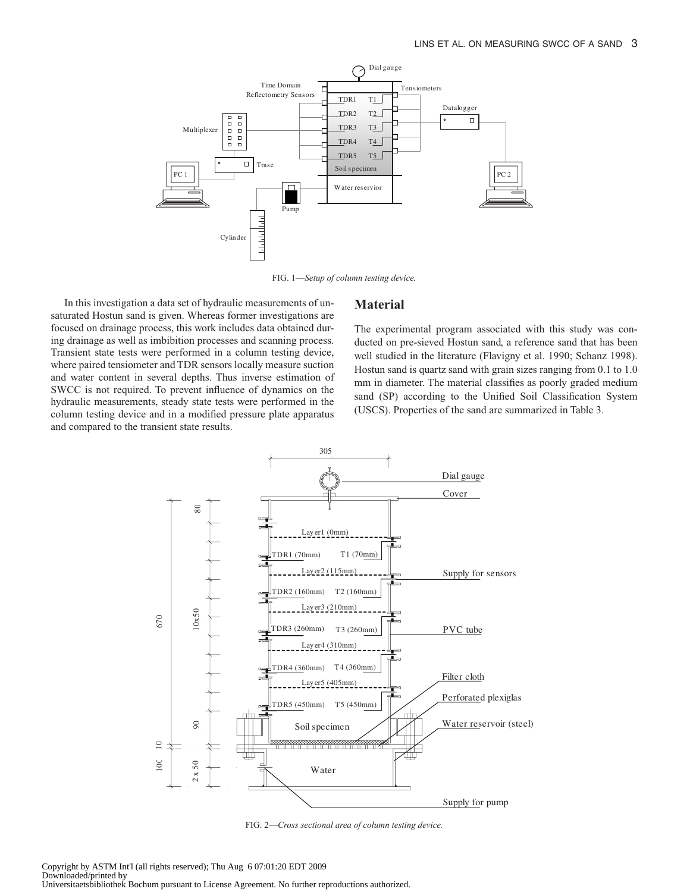FIG. 1—*Setup of column testing device.*

In this investigation a data set of hydraulic measurements of unsaturated Hostun sand is given. Whereas former investigations are focused on drainage process, this work includes data obtained during drainage as well as imbibition processes and scanning process. Transient state tests were performed in a column testing device, where paired tensiometer and TDR sensors locally measure suction and water content in several depths. Thus inverse estimation of SWCC is not required. To prevent influence of dynamics on the hydraulic measurements, steady state tests were performed in the column testing device and in a modified pressure plate apparatus and compared to the transient state results.

## Material

The experimental program associated with this study was conducted on pre-sieved Hostun sand, a reference sand that has been well studied in the literature (Flavigny et al. 1990; Schanz 1998). Hostun sand is quartz sand with grain sizes ranging from 0.1 to 1.0 mm in diameter. The material classifies as poorly graded medium sand (SP) according to the Unified Soil Classification System (USCS). Properties of the sand are summarized in Table 3.

FIG. 2—*Cross sectional area of column testing device.*

Copyright by ASTM Int'l (all rights reserved); Thu Aug 6 07:01:20 EDT 2009
Downloaded/printed by
Universitaetsbibliothek Bochum pursuant to License Agreement. No further reproductions authorized.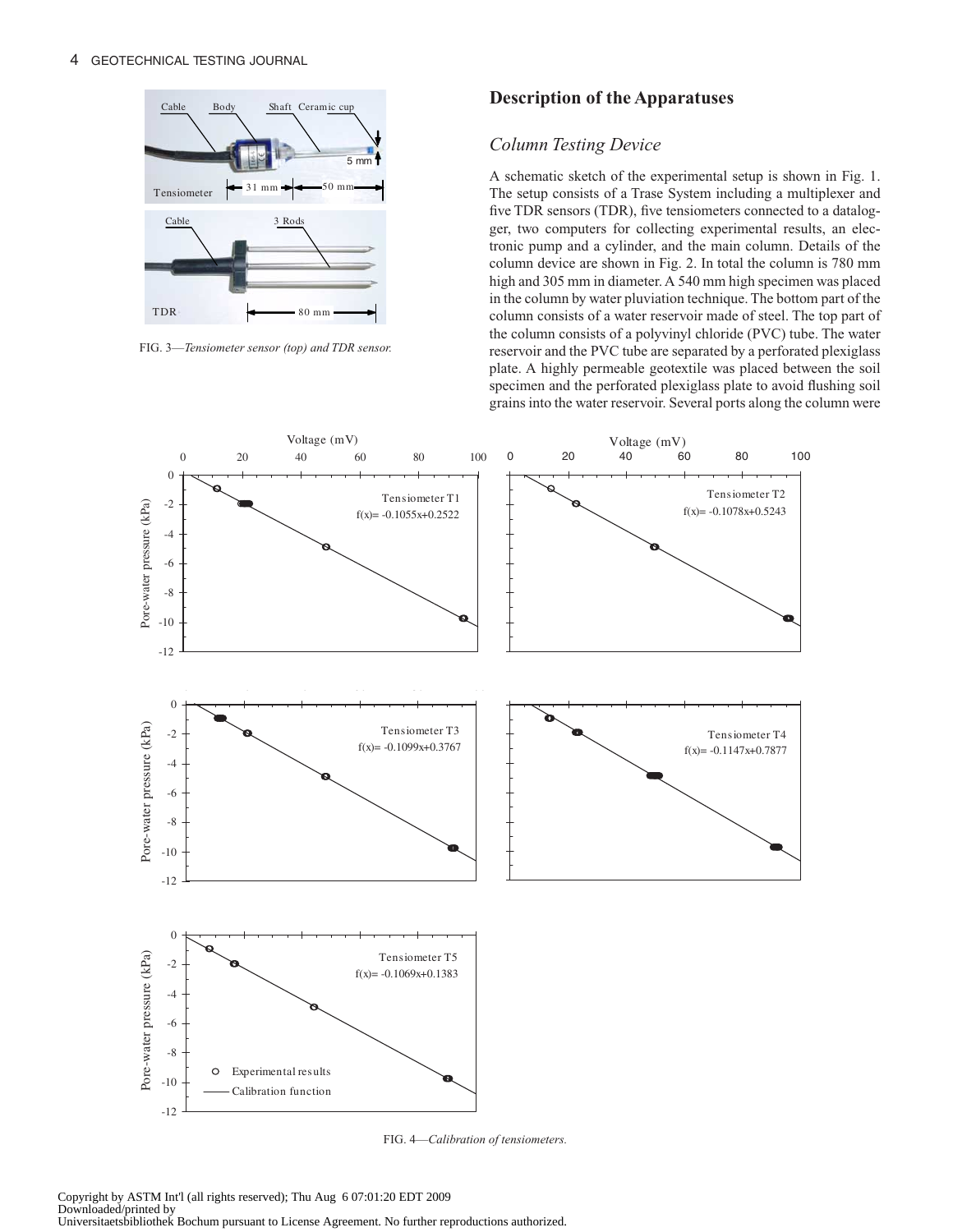FIG. 3—*Tensiometer sensor (top) and TDR sensor.*

## Description of the Apparatuses

### *Column Testing Device*

A schematic sketch of the experimental setup is shown in Fig. 1. The setup consists of a Trase System including a multiplexer and five TDR sensors (TDR), five tensiometers connected to a datalogger, two computers for collecting experimental results, an electronic pump and a cylinder, and the main column. Details of the column device are shown in Fig. 2. In total the column is 780 mm high and 305 mm in diameter. A 540 mm high specimen was placed in the column by water pluviation technique. The bottom part of the column consists of a water reservoir made of steel. The top part of the column consists of a polyvinyl chloride (PVC) tube. The water reservoir and the PVC tube are separated by a perforated plexiglass plate. A highly permeable geotextile was placed between the soil specimen and the perforated plexiglass plate to avoid flushing soil grains into the water reservoir. Several ports along the column were

FIG. 4—*Calibration of tensiometers.*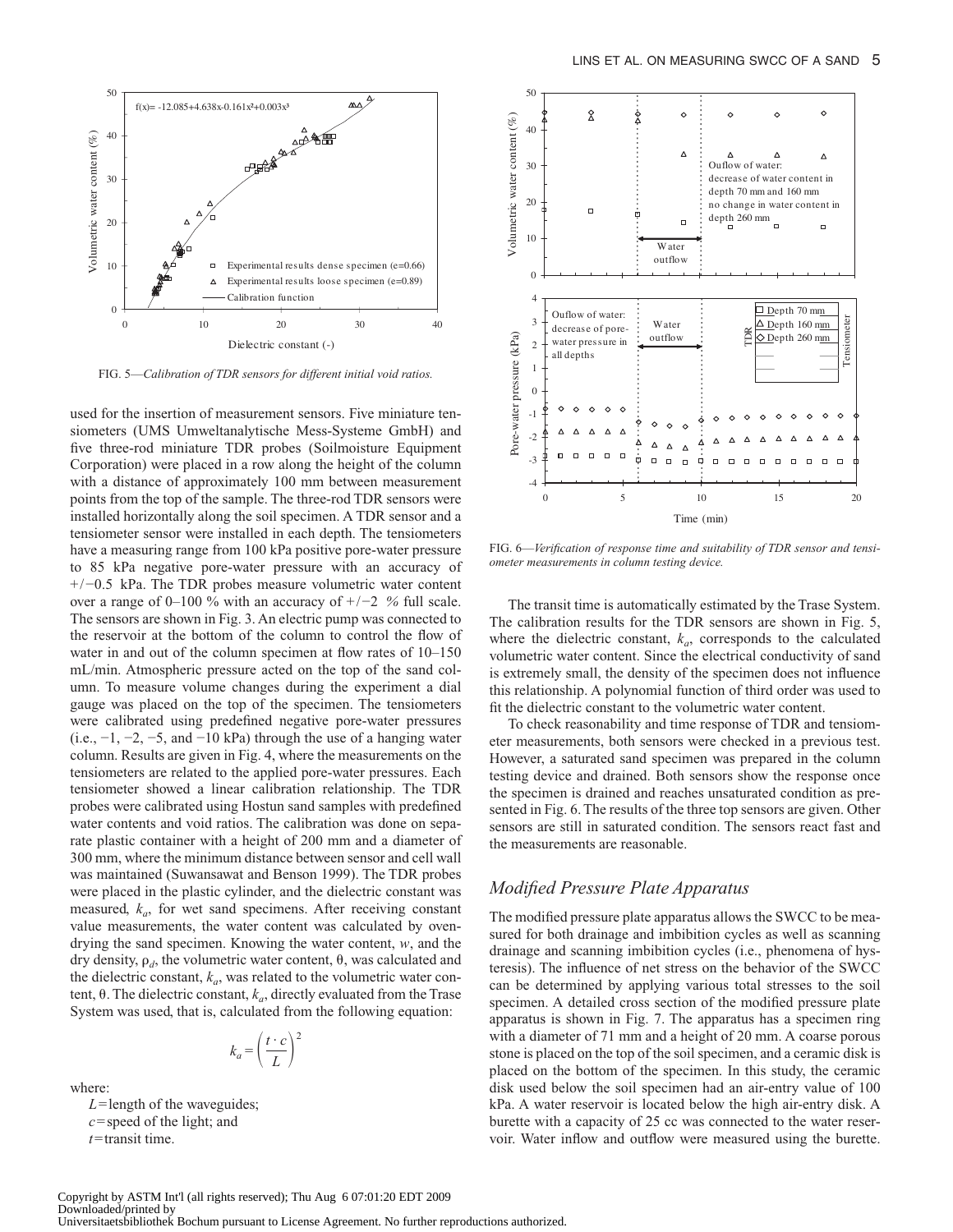FIG. 5—*Calibration of TDR sensors for different initial void ratios.*

used for the insertion of measurement sensors. Five miniature tensiometers (UMS Umweltanalytische Mess-Systeme GmbH) and five three-rod miniature TDR probes (Soilmoisture Equipment Corporation) were placed in a row along the height of the column with a distance of approximately 100 mm between measurement points from the top of the sample. The three-rod TDR sensors were installed horizontally along the soil specimen. A TDR sensor and a tensiometer sensor were installed in each depth. The tensiometers have a measuring range from 100 kPa positive pore-water pressure to 85 kPa negative pore-water pressure with an accuracy of +/−0.5 kPa. The TDR probes measure volumetric water content over a range of 0–100 % with an accuracy of +/−2 % full scale. The sensors are shown in Fig. 3. An electric pump was connected to the reservoir at the bottom of the column to control the flow of water in and out of the column specimen at flow rates of 10–150 mL/min. Atmospheric pressure acted on the top of the sand column. To measure volume changes during the experiment a dial gauge was placed on the top of the specimen. The tensiometers were calibrated using predefined negative pore-water pressures (i.e., −1, −2, −5, and −10 kPa) through the use of a hanging water column. Results are given in Fig. 4, where the measurements on the tensiometers are related to the applied pore-water pressures. Each tensiometer showed a linear calibration relationship. The TDR probes were calibrated using Hostun sand samples with predefined water contents and void ratios. The calibration was done on separate plastic container with a height of 200 mm and a diameter of 300 mm, where the minimum distance between sensor and cell wall was maintained (Suwansawat and Benson 1999). The TDR probes were placed in the plastic cylinder, and the dielectric constant was measured, $k_a$, for wet sand specimens. After receiving constant value measurements, the water content was calculated by oven-drying the sand specimen. Knowing the water content, $w$, and the dry density, $\rho_d$, the volumetric water content, $\theta$, was calculated and the dielectric constant, $k_a$, was related to the volumetric water content, $\theta$. The dielectric constant, $k_a$, directly evaluated from the Trase System was used, that is, calculated from the following equation:

$$k_a = \left(\frac{t \cdot c}{L}\right)^2$$

where:

$L$ = length of the waveguides;
$c$ = speed of the light; and
$t$ = transit time.

FIG. 6—*Verification of response time and suitability of TDR sensor and tensiometer measurements in column testing device.*

The transit time is automatically estimated by the Trase System. The calibration results for the TDR sensors are shown in Fig. 5, where the dielectric constant, $k_a$, corresponds to the calculated volumetric water content. Since the electrical conductivity of sand is extremely small, the density of the specimen does not influence this relationship. A polynomial function of third order was used to fit the dielectric constant to the volumetric water content.

To check reasonability and time response of TDR and tensiometer measurements, both sensors were checked in a previous test. However, a saturated sand specimen was prepared in the column testing device and drained. Both sensors show the response once the specimen is drained and reaches unsaturated condition as presented in Fig. 6. The results of the three top sensors are given. Other sensors are still in saturated condition. The sensors react fast and the measurements are reasonable.

## *Modified Pressure Plate Apparatus*

The modified pressure plate apparatus allows the SWCC to be measured for both drainage and imbibition cycles as well as scanning drainage and scanning imbibition cycles (i.e., phenomena of hysteresis). The influence of net stress on the behavior of the SWCC can be determined by applying various total stresses to the soil specimen. A detailed cross section of the modified pressure plate apparatus is shown in Fig. 7. The apparatus has a specimen ring with a diameter of 71 mm and a height of 20 mm. A coarse porous stone is placed on the top of the soil specimen, and a ceramic disk is placed on the bottom of the specimen. In this study, the ceramic disk used below the soil specimen had an air-entry value of 100 kPa. A water reservoir is located below the high air-entry disk. A burette with a capacity of 25 cc was connected to the water reservoir. Water inflow and outflow were measured using the burette.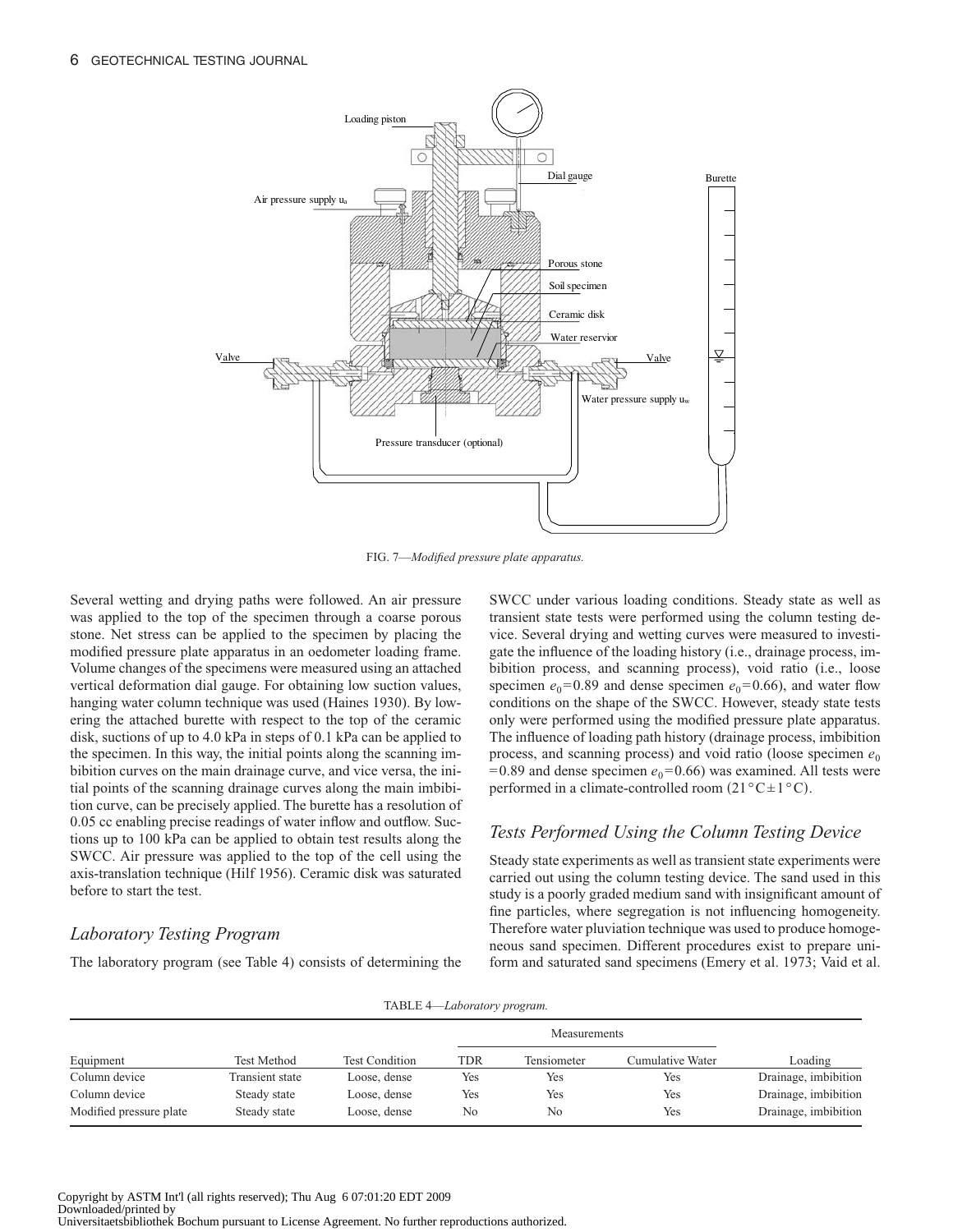FIG. 7—*Modified pressure plate apparatus.*

Several wetting and drying paths were followed. An air pressure was applied to the top of the specimen through a coarse porous stone. Net stress can be applied to the specimen by placing the modified pressure plate apparatus in an oedometer loading frame. Volume changes of the specimens were measured using an attached vertical deformation dial gauge. For obtaining low suction values, hanging water column technique was used (Haines 1930). By lowering the attached burette with respect to the top of the ceramic disk, suctions of up to 4.0 kPa in steps of 0.1 kPa can be applied to the specimen. In this way, the initial points along the scanning imbibition curves on the main drainage curve, and vice versa, the initial points of the scanning drainage curves along the main imbibition curve, can be precisely applied. The burette has a resolution of 0.05 cc enabling precise readings of water inflow and outflow. Suctions up to 100 kPa can be applied to obtain test results along the SWCC. Air pressure was applied to the top of the cell using the axis-translation technique (Hilf 1956). Ceramic disk was saturated before to start the test.

## Laboratory Testing Program

The laboratory program (see Table 4) consists of determining the SWCC under various loading conditions. Steady state as well as transient state tests were performed using the column testing device. Several drying and wetting curves were measured to investigate the influence of the loading history (i.e., drainage process, imbibition process, and scanning process), void ratio (i.e., loose specimen $e_0=0.89$ and dense specimen $e_0=0.66$), and water flow conditions on the shape of the SWCC. However, steady state tests only were performed using the modified pressure plate apparatus. The influence of loading path history (drainage process, imbibition process, and scanning process) and void ratio (loose specimen $e_0=0.89$ and dense specimen $e_0=0.66$) was examined. All tests were performed in a climate-controlled room ($21°\text{C} \pm 1°\text{C}$).

## Tests Performed Using the Column Testing Device

Steady state experiments as well as transient state experiments were carried out using the column testing device. The sand used in this study is a poorly graded medium sand with insignificant amount of fine particles, where segregation is not influencing homogeneity. Therefore water pluviation technique was used to produce homogeneous sand specimen. Different procedures exist to prepare uniform and saturated sand specimens (Emery et al. 1973; Vaid et al.

TABLE 4—*Laboratory program.*

| | | | Measurements | | | |
|---|---|---|---|---|---|---|
| Equipment | Test Method | Test Condition | TDR | Tensiometer | Cumulative Water | Loading |
| Column device | Transient state | Loose, dense | Yes | Yes | Yes | Drainage, imbibition |
| Column device | Steady state | Loose, dense | Yes | Yes | Yes | Drainage, imbibition |
| Modified pressure plate | Steady state | Loose, dense | No | No | Yes | Drainage, imbibition |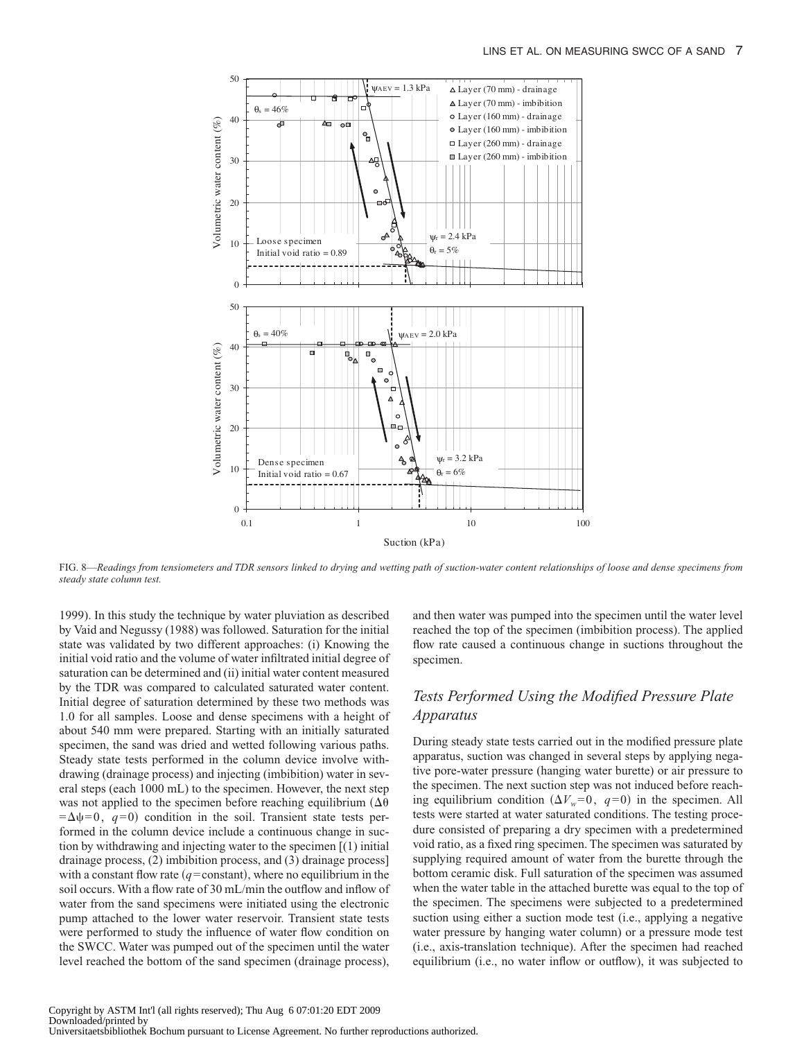FIG. 8—*Readings from tensiometers and TDR sensors linked to drying and wetting path of suction-water content relationships of loose and dense specimens from steady state column test.*

1999). In this study the technique by water pluviation as described by Vaid and Negussy (1988) was followed. Saturation for the initial state was validated by two different approaches: (i) Knowing the initial void ratio and the volume of water infiltrated initial degree of saturation can be determined and (ii) initial water content measured by the TDR was compared to calculated saturated water content. Initial degree of saturation determined by these two methods was 1.0 for all samples. Loose and dense specimens with a height of about 540 mm were prepared. Starting with an initially saturated specimen, the sand was dried and wetted following various paths. Steady state tests performed in the column device involve withdrawing (drainage process) and injecting (imbibition) water in several steps (each 1000 mL) to the specimen. However, the next step was not applied to the specimen before reaching equilibrium ($\Delta\theta = \Delta\psi = 0$, $q = 0$) condition in the soil. Transient state tests performed in the column device include a continuous change in suction by withdrawing and injecting water to the specimen [(1) initial drainage process, (2) imbibition process, and (3) drainage process] with a constant flow rate ($q$=constant), where no equilibrium in the soil occurs. With a flow rate of 30 mL/min the outflow and inflow of water from the sand specimens were initiated using the electronic pump attached to the lower water reservoir. Transient state tests were performed to study the influence of water flow condition on the SWCC. Water was pumped out of the specimen until the water level reached the bottom of the sand specimen (drainage process), and then water was pumped into the specimen until the water level reached the top of the specimen (imbibition process). The applied flow rate caused a continuous change in suctions throughout the specimen.

## *Tests Performed Using the Modified Pressure Plate Apparatus*

During steady state tests carried out in the modified pressure plate apparatus, suction was changed in several steps by applying negative pore-water pressure (hanging water burette) or air pressure to the specimen. The next suction step was not induced before reaching equilibrium condition ($\Delta V_w = 0$, $q = 0$) in the specimen. All tests were started at water saturated conditions. The testing procedure consisted of preparing a dry specimen with a predetermined void ratio, as a fixed ring specimen. The specimen was saturated by supplying required amount of water from the burette through the bottom ceramic disk. Full saturation of the specimen was assumed when the water table in the attached burette was equal to the top of the specimen. The specimens were subjected to a predetermined suction using either a suction mode test (i.e., applying a negative water pressure by hanging water column) or a pressure mode test (i.e., axis-translation technique). After the specimen had reached equilibrium (i.e., no water inflow or outflow), it was subjected to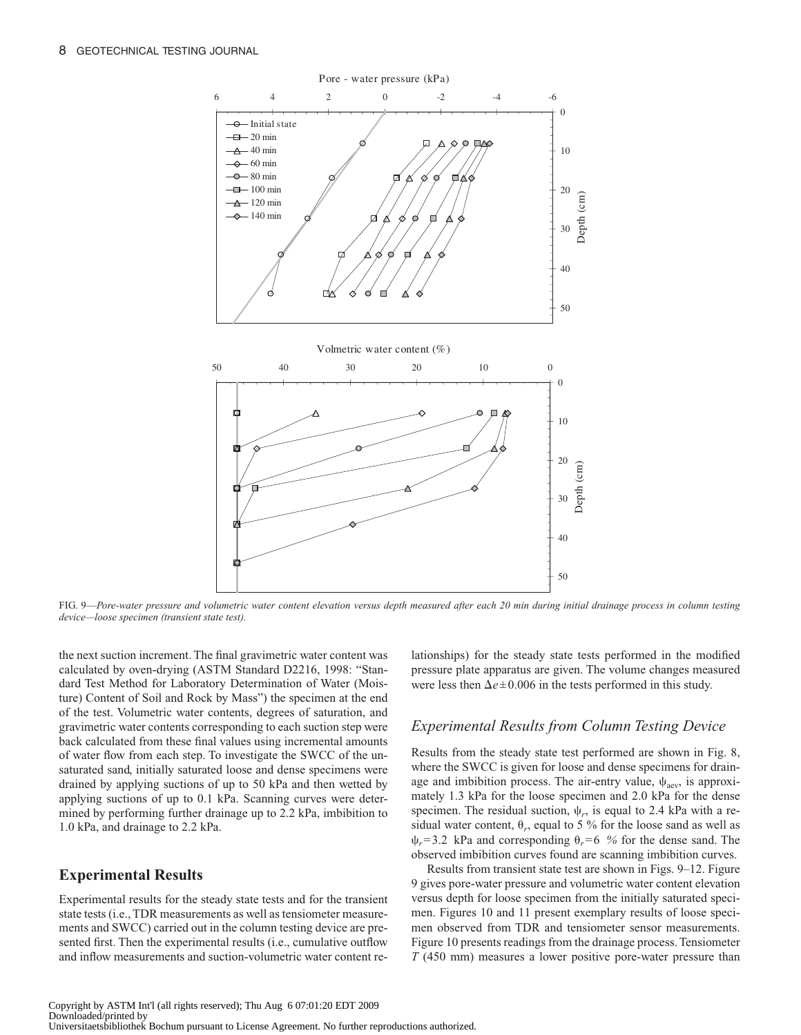FIG. 9—*Pore-water pressure and volumetric water content elevation versus depth measured after each 20 min during initial drainage process in column testing device—loose specimen (transient state test).*

the next suction increment. The final gravimetric water content was calculated by oven-drying (ASTM Standard D2216, 1998: "Standard Test Method for Laboratory Determination of Water (Moisture) Content of Soil and Rock by Mass") the specimen at the end of the test. Volumetric water contents, degrees of saturation, and gravimetric water contents corresponding to each suction step were back calculated from these final values using incremental amounts of water flow from each step. To investigate the SWCC of the unsaturated sand, initially saturated loose and dense specimens were drained by applying suctions of up to 50 kPa and then wetted by applying suctions of up to 0.1 kPa. Scanning curves were determined by performing further drainage up to 2.2 kPa, imbibition to 1.0 kPa, and drainage to 2.2 kPa.

## Experimental Results

Experimental results for the steady state tests and for the transient state tests (i.e., TDR measurements as well as tensiometer measurements and SWCC) carried out in the column testing device are presented first. Then the experimental results (i.e., cumulative outflow and inflow measurements and suction-volumetric water content relationships) for the steady state tests performed in the modified pressure plate apparatus are given. The volume changes measured were less then $\Delta e \pm 0.006$ in the tests performed in this study.

### Experimental Results from Column Testing Device

Results from the steady state test performed are shown in Fig. 8, where the SWCC is given for loose and dense specimens for drainage and imbibition process. The air-entry value, $\psi_{aev}$, is approximately 1.3 kPa for the loose specimen and 2.0 kPa for the dense specimen. The residual suction, $\psi_r$, is equal to 2.4 kPa with a residual water content, $\theta_r$, equal to 5 % for the loose sand as well as $\psi_r = 3.2$ kPa and corresponding $\theta_r = 6$ % for the dense sand. The observed imbibition curves found are scanning imbibition curves.

Results from transient state test are shown in Figs. 9–12. Figure 9 gives pore-water pressure and volumetric water content elevation versus depth for loose specimen from the initially saturated specimen. Figures 10 and 11 present exemplary results of loose specimen observed from TDR and tensiometer sensor measurements. Figure 10 presents readings from the drainage process. Tensiometer *T* (450 mm) measures a lower positive pore-water pressure than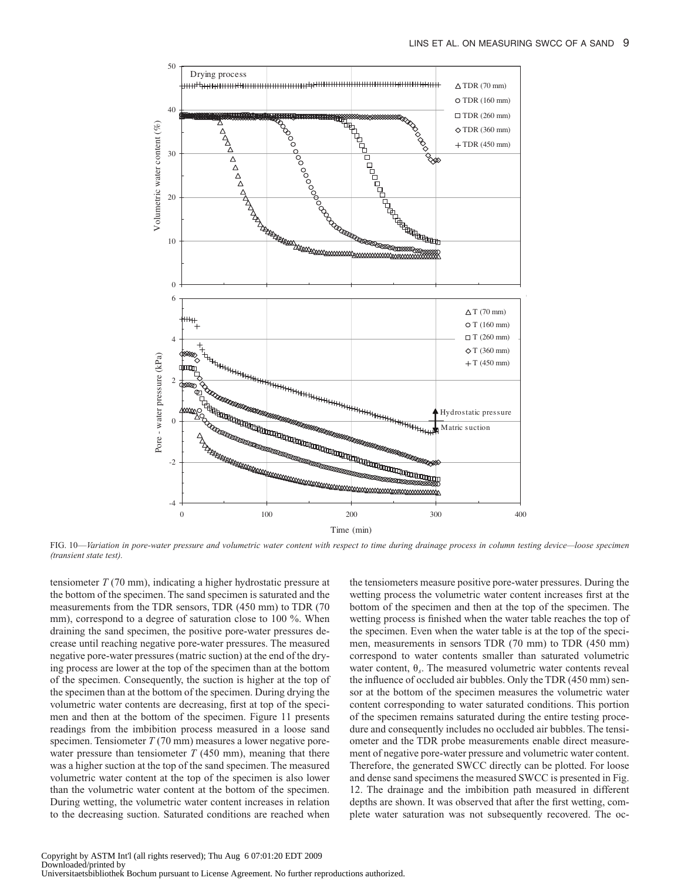FIG. 10—*Variation in pore-water pressure and volumetric water content with respect to time during drainage process in column testing device—loose specimen (transient state test).*

tensiometer *T* (70 mm), indicating a higher hydrostatic pressure at the bottom of the specimen. The sand specimen is saturated and the measurements from the TDR sensors, TDR (450 mm) to TDR (70 mm), correspond to a degree of saturation close to 100 %. When draining the sand specimen, the positive pore-water pressures decrease until reaching negative pore-water pressures. The measured negative pore-water pressures (matric suction) at the end of the drying process are lower at the top of the specimen than at the bottom of the specimen. Consequently, the suction is higher at the top of the specimen than at the bottom of the specimen. During drying the volumetric water contents are decreasing, first at top of the specimen and then at the bottom of the specimen. Figure 11 presents readings from the imbibition process measured in a loose sand specimen. Tensiometer *T* (70 mm) measures a lower negative pore-water pressure than tensiometer *T* (450 mm), meaning that there was a higher suction at the top of the sand specimen. The measured volumetric water content at the top of the specimen is also lower than the volumetric water content at the bottom of the specimen. During wetting, the volumetric water content increases in relation to the decreasing suction. Saturated conditions are reached when the tensiometers measure positive pore-water pressures. During the wetting process the volumetric water content increases first at the bottom of the specimen and then at the top of the specimen. The wetting process is finished when the water table reaches the top of the specimen. Even when the water table is at the top of the specimen, measurements in sensors TDR (70 mm) to TDR (450 mm) correspond to water contents smaller than saturated volumetric water content, $\theta_s$. The measured volumetric water contents reveal the influence of occluded air bubbles. Only the TDR (450 mm) sensor at the bottom of the specimen measures the volumetric water content corresponding to water saturated conditions. This portion of the specimen remains saturated during the entire testing procedure and consequently includes no occluded air bubbles. The tensiometer and the TDR probe measurements enable direct measurement of negative pore-water pressure and volumetric water content. Therefore, the generated SWCC directly can be plotted. For loose and dense sand specimens the measured SWCC is presented in Fig. 12. The drainage and the imbibition path measured in different depths are shown. It was observed that after the first wetting, complete water saturation was not subsequently recovered. The oc-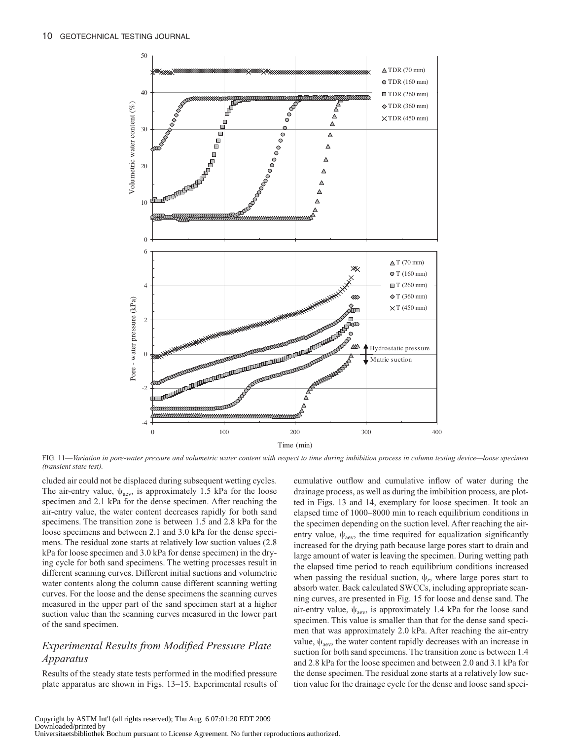FIG. 11—*Variation in pore-water pressure and volumetric water content with respect to time during imbibition process in column testing device—loose specimen (transient state test).*

cluded air could not be displaced during subsequent wetting cycles. The air-entry value, $\psi_{aev}$, is approximately 1.5 kPa for the loose specimen and 2.1 kPa for the dense specimen. After reaching the air-entry value, the water content decreases rapidly for both sand specimens. The transition zone is between 1.5 and 2.8 kPa for the loose specimens and between 2.1 and 3.0 kPa for the dense specimens. The residual zone starts at relatively low suction values (2.8 kPa for loose specimen and 3.0 kPa for dense specimen) in the drying cycle for both sand specimens. The wetting processes result in different scanning curves. Different initial suctions and volumetric water contents along the column cause different scanning wetting curves. For the loose and the dense specimens the scanning curves measured in the upper part of the sand specimen start at a higher suction value than the scanning curves measured in the lower part of the sand specimen.

## *Experimental Results from Modified Pressure Plate Apparatus*

Results of the steady state tests performed in the modified pressure plate apparatus are shown in Figs. 13–15. Experimental results of cumulative outflow and cumulative inflow of water during the drainage process, as well as during the imbibition process, are plotted in Figs. 13 and 14, exemplary for loose specimen. It took an elapsed time of 1000–8000 min to reach equilibrium conditions in the specimen depending on the suction level. After reaching the air-entry value, $\psi_{aev}$, the time required for equalization significantly increased for the drying path because large pores start to drain and large amount of water is leaving the specimen. During wetting path the elapsed time period to reach equilibrium conditions increased when passing the residual suction, $\psi_r$, where large pores start to absorb water. Back calculated SWCCs, including appropriate scanning curves, are presented in Fig. 15 for loose and dense sand. The air-entry value, $\psi_{aev}$, is approximately 1.4 kPa for the loose sand specimen. This value is smaller than that for the dense sand specimen that was approximately 2.0 kPa. After reaching the air-entry value, $\psi_{aev}$, the water content rapidly decreases with an increase in suction for both sand specimens. The transition zone is between 1.4 and 2.8 kPa for the loose specimen and between 2.0 and 3.1 kPa for the dense specimen. The residual zone starts at a relatively low suction value for the drainage cycle for the dense and loose sand speci-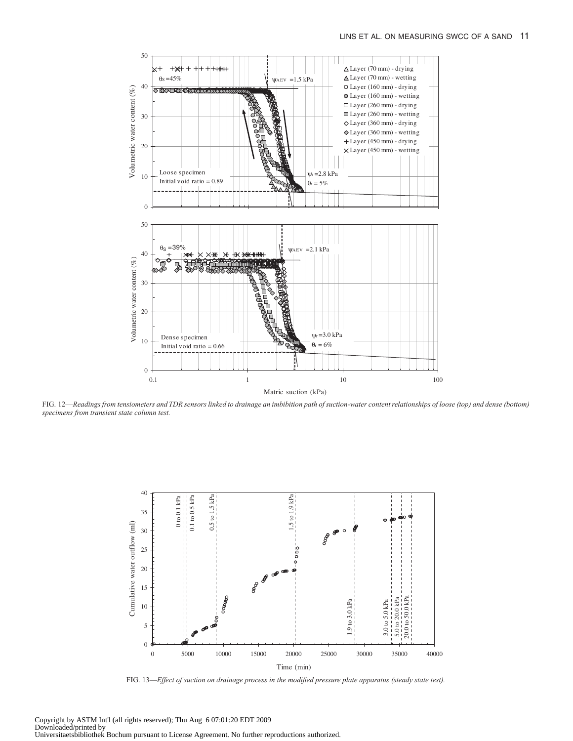FIG. 12—*Readings from tensiometers and TDR sensors linked to drainage an imbibition path of suction-water content relationships of loose (top) and dense (bottom) specimens from transient state column test.*

FIG. 13—*Effect of suction on drainage process in the modified pressure plate apparatus (steady state test).*

Copyright by ASTM Int'l (all rights reserved); Thu Aug 6 07:01:20 EDT 2009
Downloaded/printed by
Universitaetsbibliothek Bochum pursuant to License Agreement. No further reproductions authorized.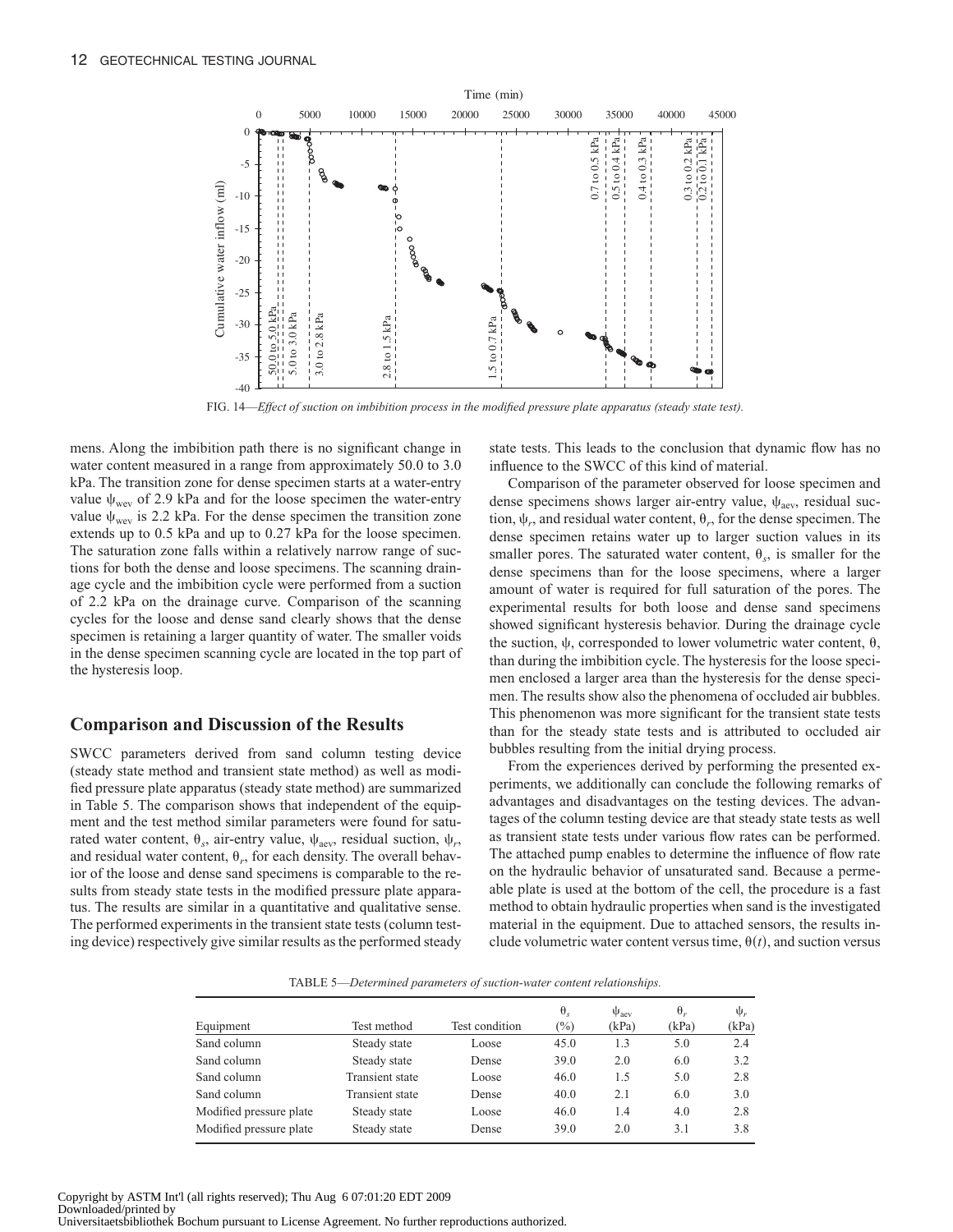FIG. 14—*Effect of suction on imbibition process in the modified pressure plate apparatus (steady state test).*

mens. Along the imbibition path there is no significant change in water content measured in a range from approximately 50.0 to 3.0 kPa. The transition zone for dense specimen starts at a water-entry value $\psi_{wev}$ of 2.9 kPa and for the loose specimen the water-entry value $\psi_{wev}$ is 2.2 kPa. For the dense specimen the transition zone extends up to 0.5 kPa and up to 0.27 kPa for the loose specimen. The saturation zone falls within a relatively narrow range of suctions for both the dense and loose specimens. The scanning drainage cycle and the imbibition cycle were performed from a suction of 2.2 kPa on the drainage curve. Comparison of the scanning cycles for the loose and dense sand clearly shows that the dense specimen is retaining a larger quantity of water. The smaller voids in the dense specimen scanning cycle are located in the top part of the hysteresis loop.

## Comparison and Discussion of the Results

SWCC parameters derived from sand column testing device (steady state method and transient state method) as well as modified pressure plate apparatus (steady state method) are summarized in Table 5. The comparison shows that independent of the equipment and the test method similar parameters were found for saturated water content, $\theta_s$, air-entry value, $\psi_{aev}$, residual suction, $\psi_r$, and residual water content, $\theta_r$, for each density. The overall behavior of the loose and dense sand specimens is comparable to the results from steady state tests in the modified pressure plate apparatus. The results are similar in a quantitative and qualitative sense. The performed experiments in the transient state tests (column testing device) respectively give similar results as the performed steady state tests. This leads to the conclusion that dynamic flow has no influence to the SWCC of this kind of material.

Comparison of the parameter observed for loose specimen and dense specimens shows larger air-entry value, $\psi_{aev}$, residual suction, $\psi_r$, and residual water content, $\theta_r$, for the dense specimen. The dense specimen retains water up to larger suction values in its smaller pores. The saturated water content, $\theta_s$, is smaller for the dense specimens than for the loose specimens, where a larger amount of water is required for full saturation of the pores. The experimental results for both loose and dense sand specimens showed significant hysteresis behavior. During the drainage cycle the suction, $\psi$, corresponded to lower volumetric water content, $\theta$, than during the imbibition cycle. The hysteresis for the loose specimen enclosed a larger area than the hysteresis for the dense specimen. The results show also the phenomena of occluded air bubbles. This phenomenon was more significant for the transient state tests than for the steady state tests and is attributed to occluded air bubbles resulting from the initial drying process.

From the experiences derived by performing the presented experiments, we additionally can conclude the following remarks of advantages and disadvantages on the testing devices. The advantages of the column testing device are that steady state tests as well as transient state tests under various flow rates can be performed. The attached pump enables to determine the influence of flow rate on the hydraulic behavior of unsaturated sand. Because a permeable plate is used at the bottom of the cell, the procedure is a fast method to obtain hydraulic properties when sand is the investigated material in the equipment. Due to attached sensors, the results include volumetric water content versus time, $\theta(t)$, and suction versus

TABLE 5—*Determined parameters of suction-water content relationships.*

| Equipment | Test method | Test condition | $\theta_s$ (%) | $\psi_{aev}$ (kPa) | $\theta_r$ (kPa) | $\psi_r$ (kPa) |
|---|---|---|---|---|---|---|
| Sand column | Steady state | Loose | 45.0 | 1.3 | 5.0 | 2.4 |
| Sand column | Steady state | Dense | 39.0 | 2.0 | 6.0 | 3.2 |
| Sand column | Transient state | Loose | 46.0 | 1.5 | 5.0 | 2.8 |
| Sand column | Transient state | Dense | 40.0 | 2.1 | 6.0 | 3.0 |
| Modified pressure plate | Steady state | Loose | 46.0 | 1.4 | 4.0 | 2.8 |
| Modified pressure plate | Steady state | Dense | 39.0 | 2.0 | 3.1 | 3.8 |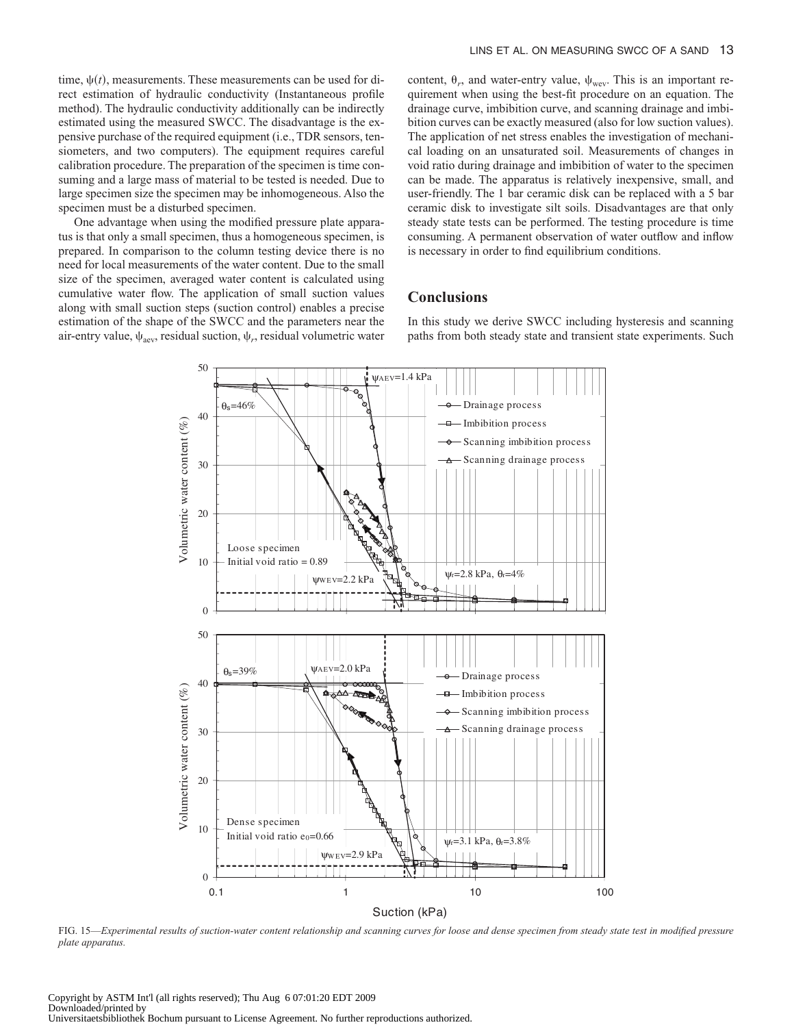time, $\psi(t)$, measurements. These measurements can be used for direct estimation of hydraulic conductivity (Instantaneous profile method). The hydraulic conductivity additionally can be indirectly estimated using the measured SWCC. The disadvantage is the expensive purchase of the required equipment (i.e., TDR sensors, tensiometers, and two computers). The equipment requires careful calibration procedure. The preparation of the specimen is time consuming and a large mass of material to be tested is needed. Due to large specimen size the specimen may be inhomogeneous. Also the specimen must be a disturbed specimen.

One advantage when using the modified pressure plate apparatus is that only a small specimen, thus a homogeneous specimen, is prepared. In comparison to the column testing device there is no need for local measurements of the water content. Due to the small size of the specimen, averaged water content is calculated using cumulative water flow. The application of small suction values along with small suction steps (suction control) enables a precise estimation of the shape of the SWCC and the parameters near the air-entry value, $\psi_{aev}$, residual suction, $\psi_r$, residual volumetric water content, $\theta_r$, and water-entry value, $\psi_{wev}$. This is an important requirement when using the best-fit procedure on an equation. The drainage curve, imbibition curve, and scanning drainage and imbibition curves can be exactly measured (also for low suction values). The application of net stress enables the investigation of mechanical loading on an unsaturated soil. Measurements of changes in void ratio during drainage and imbibition of water to the specimen can be made. The apparatus is relatively inexpensive, small, and user-friendly. The 1 bar ceramic disk can be replaced with a 5 bar ceramic disk to investigate silt soils. Disadvantages are that only steady state tests can be performed. The testing procedure is time consuming. A permanent observation of water outflow and inflow is necessary in order to find equilibrium conditions.

## Conclusions

In this study we derive SWCC including hysteresis and scanning paths from both steady state and transient state experiments. Such

FIG. 15—*Experimental results of suction-water content relationship and scanning curves for loose and dense specimen from steady state test in modified pressure plate apparatus.*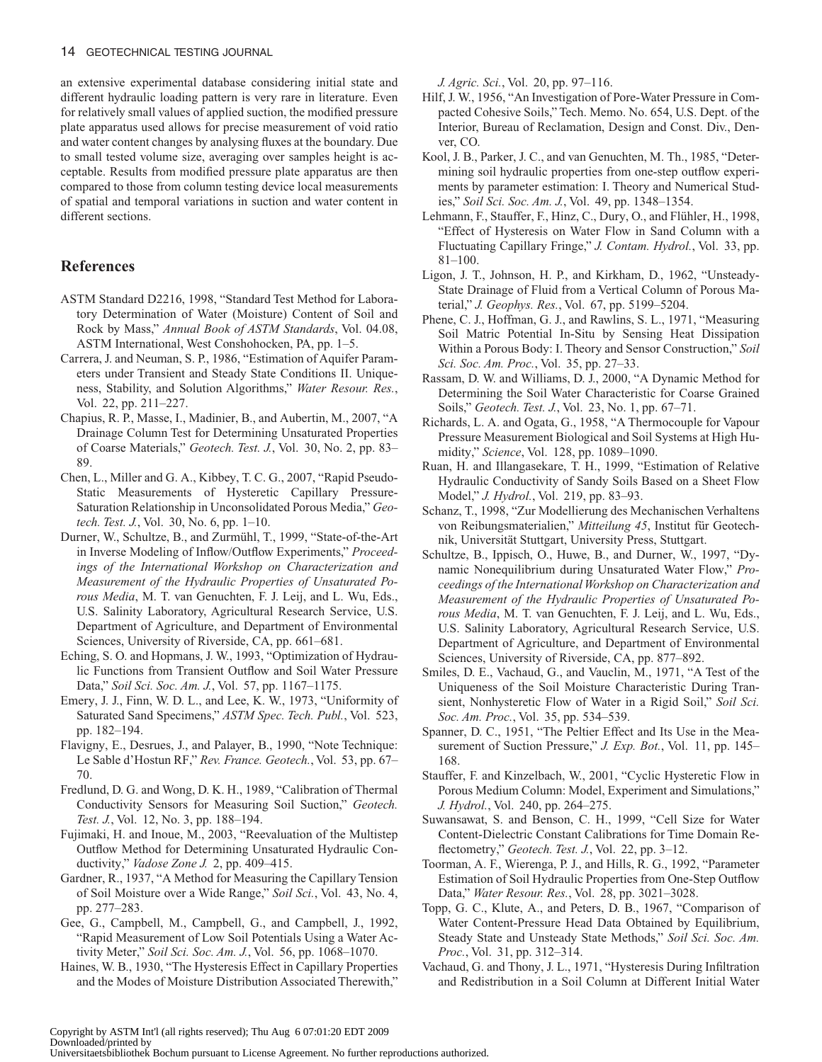an extensive experimental database considering initial state and different hydraulic loading pattern is very rare in literature. Even for relatively small values of applied suction, the modified pressure plate apparatus used allows for precise measurement of void ratio and water content changes by analysing fluxes at the boundary. Due to small tested volume size, averaging over samples height is acceptable. Results from modified pressure plate apparatus are then compared to those from column testing device local measurements of spatial and temporal variations in suction and water content in different sections.

## References

ASTM Standard D2216, 1998, "Standard Test Method for Laboratory Determination of Water (Moisture) Content of Soil and Rock by Mass," *Annual Book of ASTM Standards*, Vol. 04.08, ASTM International, West Conshohocken, PA, pp. 1–5.

Carrera, J. and Neuman, S. P., 1986, "Estimation of Aquifer Parameters under Transient and Steady State Conditions II. Uniqueness, Stability, and Solution Algorithms," *Water Resour. Res.*, Vol. 22, pp. 211–227.

Chapius, R. P., Masse, I., Madinier, B., and Aubertin, M., 2007, "A Drainage Column Test for Determining Unsaturated Properties of Coarse Materials," *Geotech. Test. J.*, Vol. 30, No. 2, pp. 83–89.

Chen, L., Miller and G. A., Kibbey, T. C. G., 2007, "Rapid Pseudo-Static Measurements of Hysteretic Capillary Pressure-Saturation Relationship in Unconsolidated Porous Media," *Geotech. Test. J.*, Vol. 30, No. 6, pp. 1–10.

Durner, W., Schultze, B., and Zurmühl, T., 1999, "State-of-the-Art in Inverse Modeling of Inflow/Outflow Experiments," *Proceedings of the International Workshop on Characterization and Measurement of the Hydraulic Properties of Unsaturated Porous Media*, M. T. van Genuchten, F. J. Leij, and L. Wu, Eds., U.S. Salinity Laboratory, Agricultural Research Service, U.S. Department of Agriculture, and Department of Environmental Sciences, University of Riverside, CA, pp. 661–681.

Eching, S. O. and Hopmans, J. W., 1993, "Optimization of Hydraulic Functions from Transient Outflow and Soil Water Pressure Data," *Soil Sci. Soc. Am. J.*, Vol. 57, pp. 1167–1175.

Emery, J. J., Finn, W. D. L., and Lee, K. W., 1973, "Uniformity of Saturated Sand Specimens," *ASTM Spec. Tech. Publ.*, Vol. 523, pp. 182–194.

Flavigny, E., Desrues, J., and Palayer, B., 1990, "Note Technique: Le Sable d'Hostun RF," *Rev. France. Geotech.*, Vol. 53, pp. 67–70.

Fredlund, D. G. and Wong, D. K. H., 1989, "Calibration of Thermal Conductivity Sensors for Measuring Soil Suction," *Geotech. Test. J.*, Vol. 12, No. 3, pp. 188–194.

Fujimaki, H. and Inoue, M., 2003, "Reevaluation of the Multistep Outflow Method for Determining Unsaturated Hydraulic Conductivity," *Vadose Zone J.* 2, pp. 409–415.

Gardner, R., 1937, "A Method for Measuring the Capillary Tension of Soil Moisture over a Wide Range," *Soil Sci.*, Vol. 43, No. 4, pp. 277–283.

Gee, G., Campbell, M., Campbell, G., and Campbell, J., 1992, "Rapid Measurement of Low Soil Potentials Using a Water Activity Meter," *Soil Sci. Soc. Am. J.*, Vol. 56, pp. 1068–1070.

Haines, W. B., 1930, "The Hysteresis Effect in Capillary Properties and the Modes of Moisture Distribution Associated Therewith," *J. Agric. Sci.*, Vol. 20, pp. 97–116.

Hilf, J. W., 1956, "An Investigation of Pore-Water Pressure in Compacted Cohesive Soils," Tech. Memo. No. 654, U.S. Dept. of the Interior, Bureau of Reclamation, Design and Const. Div., Denver, CO.

Kool, J. B., Parker, J. C., and van Genuchten, M. Th., 1985, "Determining soil hydraulic properties from one-step outflow experiments by parameter estimation: I. Theory and Numerical Studies," *Soil Sci. Soc. Am. J.*, Vol. 49, pp. 1348–1354.

Lehmann, F., Stauffer, F., Hinz, C., Dury, O., and Flühler, H., 1998, "Effect of Hysteresis on Water Flow in Sand Column with a Fluctuating Capillary Fringe," *J. Contam. Hydrol.*, Vol. 33, pp. 81–100.

Ligon, J. T., Johnson, H. P., and Kirkham, D., 1962, "Unsteady-State Drainage of Fluid from a Vertical Column of Porous Material," *J. Geophys. Res.*, Vol. 67, pp. 5199–5204.

Phene, C. J., Hoffman, G. J., and Rawlins, S. L., 1971, "Measuring Soil Matric Potential In-Situ by Sensing Heat Dissipation Within a Porous Body: I. Theory and Sensor Construction," *Soil Sci. Soc. Am. Proc.*, Vol. 35, pp. 27–33.

Rassam, D. W. and Williams, D. J., 2000, "A Dynamic Method for Determining the Soil Water Characteristic for Coarse Grained Soils," *Geotech. Test. J.*, Vol. 23, No. 1, pp. 67–71.

Richards, L. A. and Ogata, G., 1958, "A Thermocouple for Vapour Pressure Measurement Biological and Soil Systems at High Humidity," *Science*, Vol. 128, pp. 1089–1090.

Ruan, H. and Illangasekare, T. H., 1999, "Estimation of Relative Hydraulic Conductivity of Sandy Soils Based on a Sheet Flow Model," *J. Hydrol.*, Vol. 219, pp. 83–93.

Schanz, T., 1998, "Zur Modellierung des Mechanischen Verhaltens von Reibungsmaterialien," *Mitteilung 45*, Institut für Geotechnik, Universität Stuttgart, University Press, Stuttgart.

Schultze, B., Ippisch, O., Huwe, B., and Durner, W., 1997, "Dynamic Nonequilibrium during Unsaturated Water Flow," *Proceedings of the International Workshop on Characterization and Measurement of the Hydraulic Properties of Unsaturated Porous Media*, M. T. van Genuchten, F. J. Leij, and L. Wu, Eds., U.S. Salinity Laboratory, Agricultural Research Service, U.S. Department of Agriculture, and Department of Environmental Sciences, University of Riverside, CA, pp. 877–892.

Smiles, D. E., Vachaud, G., and Vauclin, M., 1971, "A Test of the Uniqueness of the Soil Moisture Characteristic During Transient, Nonhysteretic Flow of Water in a Rigid Soil," *Soil Sci. Soc. Am. Proc.*, Vol. 35, pp. 534–539.

Spanner, D. C., 1951, "The Peltier Effect and Its Use in the Measurement of Suction Pressure," *J. Exp. Bot.*, Vol. 11, pp. 145–168.

Stauffer, F. and Kinzelbach, W., 2001, "Cyclic Hysteretic Flow in Porous Medium Column: Model, Experiment and Simulations," *J. Hydrol.*, Vol. 240, pp. 264–275.

Suwansawat, S. and Benson, C. H., 1999, "Cell Size for Water Content-Dielectric Constant Calibrations for Time Domain Reflectometry," *Geotech. Test. J.*, Vol. 22, pp. 3–12.

Toorman, A. F., Wierenga, P. J., and Hills, R. G., 1992, "Parameter Estimation of Soil Hydraulic Properties from One-Step Outflow Data," *Water Resour. Res.*, Vol. 28, pp. 3021–3028.

Topp, G. C., Klute, A., and Peters, D. B., 1967, "Comparison of Water Content-Pressure Head Data Obtained by Equilibrium, Steady State and Unsteady State Methods," *Soil Sci. Soc. Am. Proc.*, Vol. 31, pp. 312–314.

Vachaud, G. and Thony, J. L., 1971, "Hysteresis During Infiltration and Redistribution in a Soil Column at Different Initial Water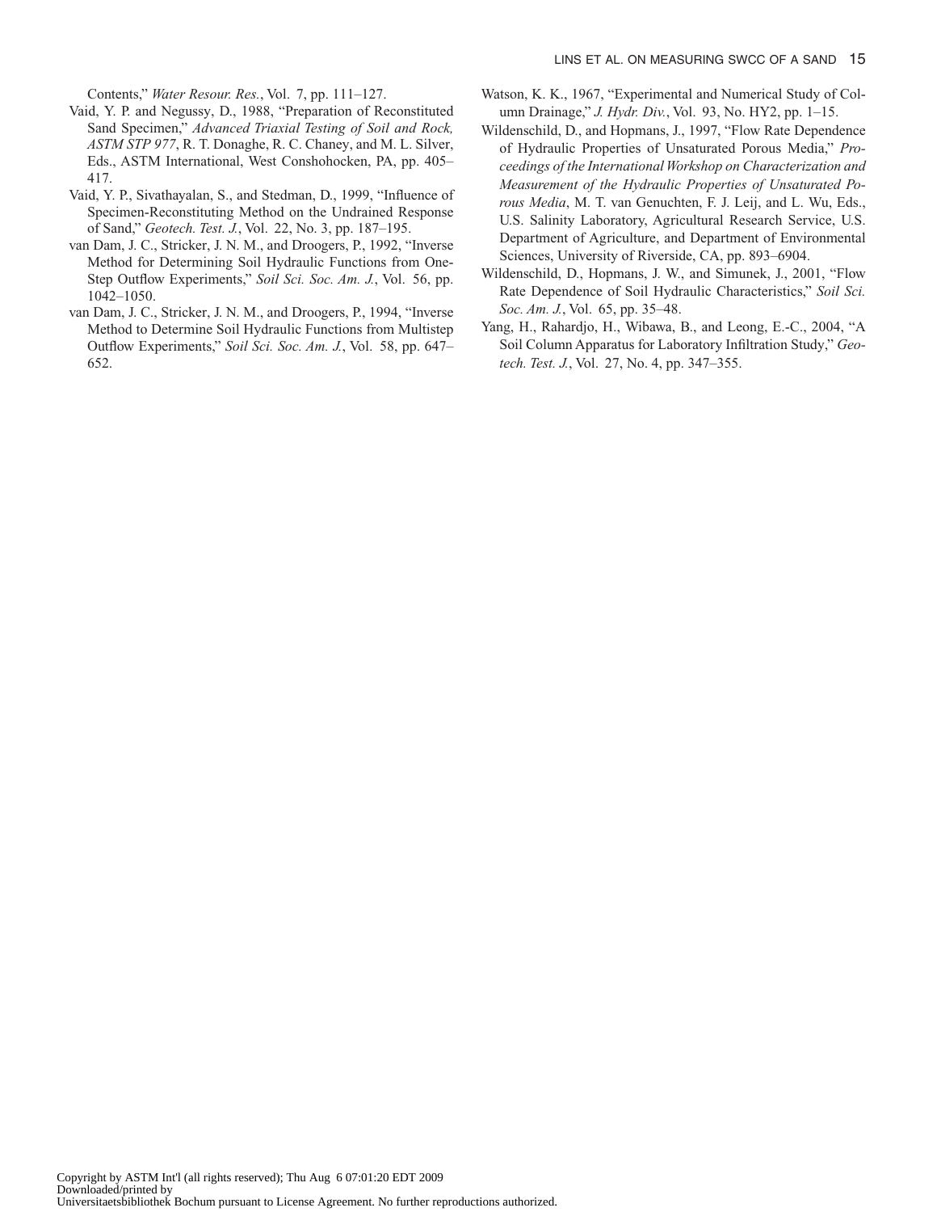Contents," *Water Resour. Res.*, Vol. 7, pp. 111–127.

Vaid, Y. P. and Negussy, D., 1988, "Preparation of Reconstituted Sand Specimen," *Advanced Triaxial Testing of Soil and Rock, ASTM STP 977*, R. T. Donaghe, R. C. Chaney, and M. L. Silver, Eds., ASTM International, West Conshohocken, PA, pp. 405–417.

Vaid, Y. P., Sivathayalan, S., and Stedman, D., 1999, "Influence of Specimen-Reconstituting Method on the Undrained Response of Sand," *Geotech. Test. J.*, Vol. 22, No. 3, pp. 187–195.

van Dam, J. C., Stricker, J. N. M., and Droogers, P., 1992, "Inverse Method for Determining Soil Hydraulic Functions from One-Step Outflow Experiments," *Soil Sci. Soc. Am. J.*, Vol. 56, pp. 1042–1050.

van Dam, J. C., Stricker, J. N. M., and Droogers, P., 1994, "Inverse Method to Determine Soil Hydraulic Functions from Multistep Outflow Experiments," *Soil Sci. Soc. Am. J.*, Vol. 58, pp. 647–652.

Watson, K. K., 1967, "Experimental and Numerical Study of Column Drainage," *J. Hydr. Div.*, Vol. 93, No. HY2, pp. 1–15.

Wildenschild, D., and Hopmans, J., 1997, "Flow Rate Dependence of Hydraulic Properties of Unsaturated Porous Media," *Proceedings of the International Workshop on Characterization and Measurement of the Hydraulic Properties of Unsaturated Porous Media*, M. T. van Genuchten, F. J. Leij, and L. Wu, Eds., U.S. Salinity Laboratory, Agricultural Research Service, U.S. Department of Agriculture, and Department of Environmental Sciences, University of Riverside, CA, pp. 893–6904.

Wildenschild, D., Hopmans, J. W., and Simunek, J., 2001, "Flow Rate Dependence of Soil Hydraulic Characteristics," *Soil Sci. Soc. Am. J.*, Vol. 65, pp. 35–48.

Yang, H., Rahardjo, H., Wibawa, B., and Leong, E.-C., 2004, "A Soil Column Apparatus for Laboratory Infiltration Study," *Geotech. Test. J.*, Vol. 27, No. 4, pp. 347–355.